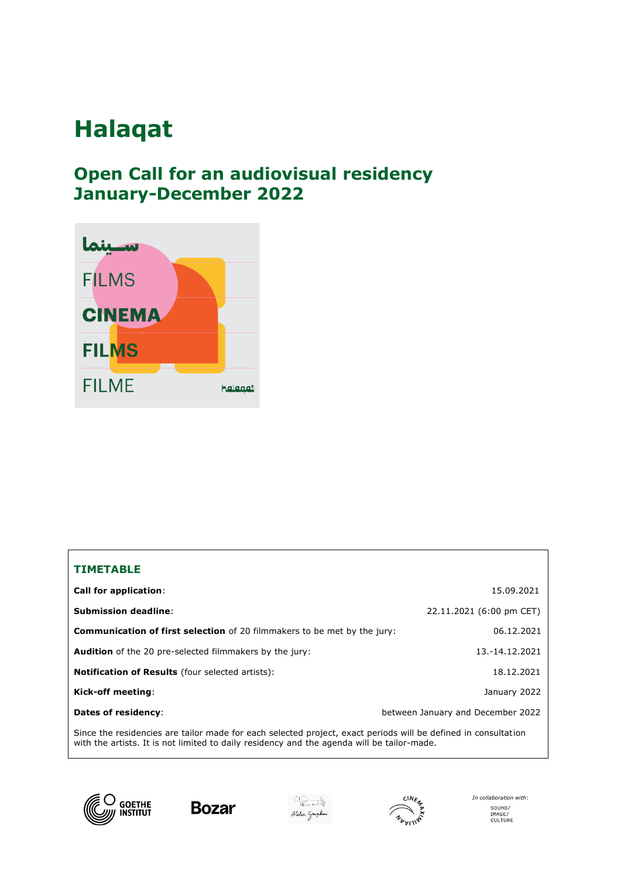# Halaqat

## Open Call for an audiovisual residency January-December 2022

### TIMETABLE

| | |
|---|---|
| **Call for application**: | 15.09.2021 |
| **Submission deadline**: | 22.11.2021 (6:00 pm CET) |
| **Communication of first selection** of 20 filmmakers to be met by the jury: | 06.12.2021 |
| **Audition** of the 20 pre-selected filmmakers by the jury: | 13.-14.12.2021 |
| **Notification of Results** (four selected artists): | 18.12.2021 |
| **Kick-off meeting**: | January 2022 |
| **Dates of residency**: | between January and December 2022 |

Since the residencies are tailor made for each selected project, exact periods will be defined in consultation with the artists. It is not limited to daily residency and the agenda will be tailor-made.

GOETHE INSTITUT · Bozar · Atelier Graphoui · Cinema Maximiliaan

*In collaboration with:* SOUND/IMAGE/CULTURE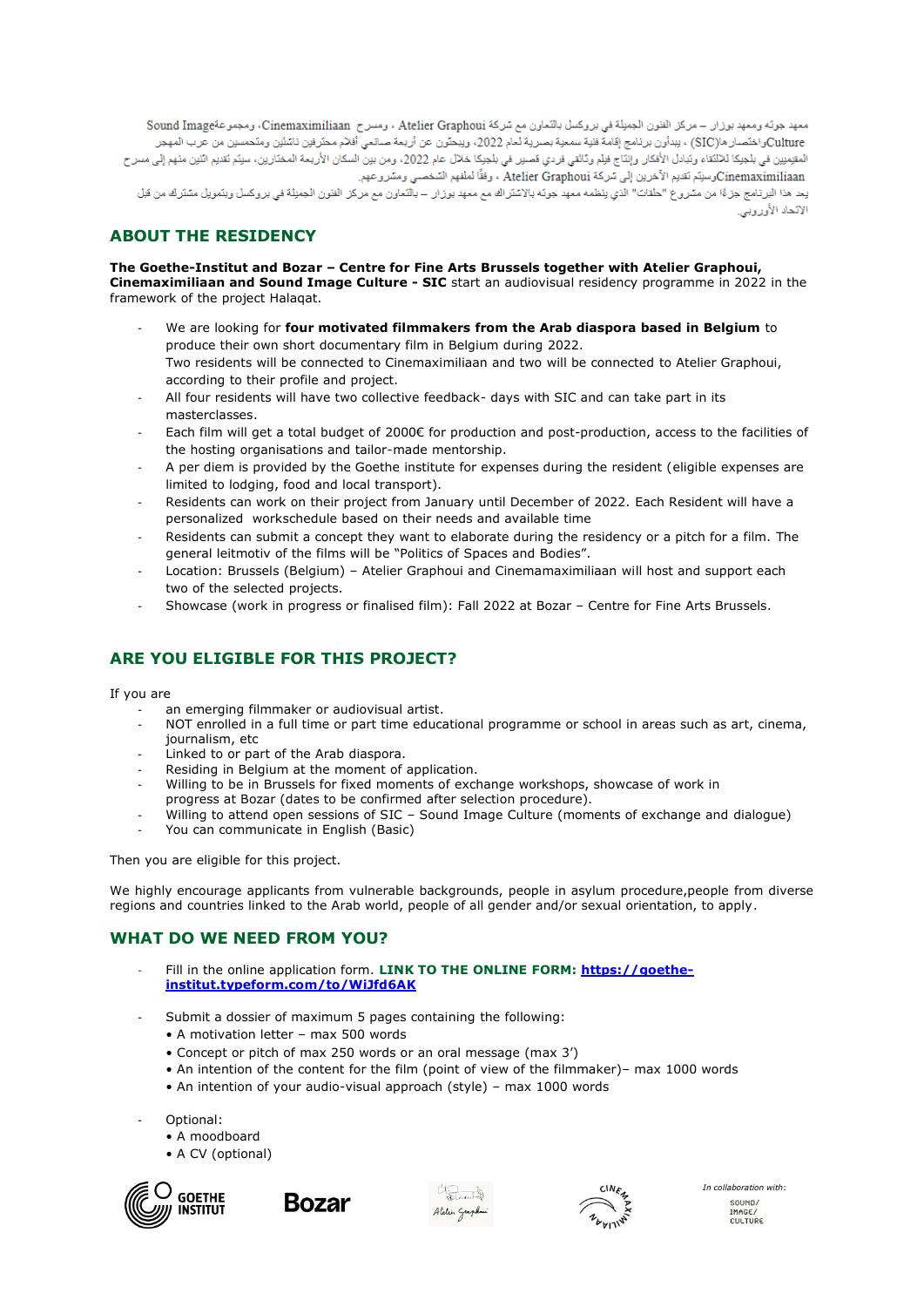معهد جوته ومعهد بوزار – مركز الفنون الجميلة في بروكسل بالتعاون مع شركة Atelier Graphoui ، ومسرح Cinemaximiliaan، ومجموعة Sound Image Cultureواختصارها(SIC) ، يبدأون برنامج إقامة فنية سمعية بصرية لعام 2022، ويبحثون عن أربعة صانعي أفلام محترفين ناشئين ومتحمسين من عرب المهجر المقيمين في بلجيكا للالتقاء وتبادل الأفكار وإنتاج فيلم وثائقي فردي قصير في بلجيكا خلال عام 2022، ومن بين السكان الأربعة المختارين، سيتم تقديم اثنين منهم إلى مسرح Cinemaximiliaanوسيتم تقديم الآخرين إلى شركة Atelier Graphoui ، وفقًا لملفهم الشخصي ومشروعهم.
يعد هذا البرنامج جزءًا من مشروع "حلقات" الذي ينظمه معهد جوته بالاشتراك مع معهد بوزار – بالتعاون مع مركز الفنون الجميلة في بروكسل وبتمويل مشترك من قبل الاتحاد الأوروبي.

## ABOUT THE RESIDENCY

**The Goethe-Institut and Bozar – Centre for Fine Arts Brussels together with Atelier Graphoui, Cinemaximiliaan and Sound Image Culture - SIC** start an audiovisual residency programme in 2022 in the framework of the project Halaqat.

- We are looking for **four motivated filmmakers from the Arab diaspora based in Belgium** to produce their own short documentary film in Belgium during 2022.
  Two residents will be connected to Cinemaximiliaan and two will be connected to Atelier Graphoui, according to their profile and project.
- All four residents will have two collective feedback- days with SIC and can take part in its masterclasses.
- Each film will get a total budget of 2000€ for production and post-production, access to the facilities of the hosting organisations and tailor-made mentorship.
- A per diem is provided by the Goethe institute for expenses during the resident (eligible expenses are limited to lodging, food and local transport).
- Residents can work on their project from January until December of 2022. Each Resident will have a personalized workschedule based on their needs and available time
- Residents can submit a concept they want to elaborate during the residency or a pitch for a film. The general leitmotiv of the films will be "Politics of Spaces and Bodies".
- Location: Brussels (Belgium) – Atelier Graphoui and Cinemamaximiliaan will host and support each two of the selected projects.
- Showcase (work in progress or finalised film): Fall 2022 at Bozar – Centre for Fine Arts Brussels.

## ARE YOU ELIGIBLE FOR THIS PROJECT?

If you are

- an emerging filmmaker or audiovisual artist.
- NOT enrolled in a full time or part time educational programme or school in areas such as art, cinema, journalism, etc
- Linked to or part of the Arab diaspora.
- Residing in Belgium at the moment of application.
- Willing to be in Brussels for fixed moments of exchange workshops, showcase of work in progress at Bozar (dates to be confirmed after selection procedure).
- Willing to attend open sessions of SIC – Sound Image Culture (moments of exchange and dialogue)
- You can communicate in English (Basic)

Then you are eligible for this project.

We highly encourage applicants from vulnerable backgrounds, people in asylum procedure,people from diverse regions and countries linked to the Arab world, people of all gender and/or sexual orientation, to apply.

## WHAT DO WE NEED FROM YOU?

- Fill in the online application form. **LINK TO THE ONLINE FORM: https://goethe-institut.typeform.com/to/WiJfd6AK**

- Submit a dossier of maximum 5 pages containing the following:
  - A motivation letter – max 500 words
  - Concept or pitch of max 250 words or an oral message (max 3')
  - An intention of the content for the film (point of view of the filmmaker)– max 1000 words
  - An intention of your audio-visual approach (style) – max 1000 words

- Optional:
  - A moodboard
  - A CV (optional)

In collaboration with: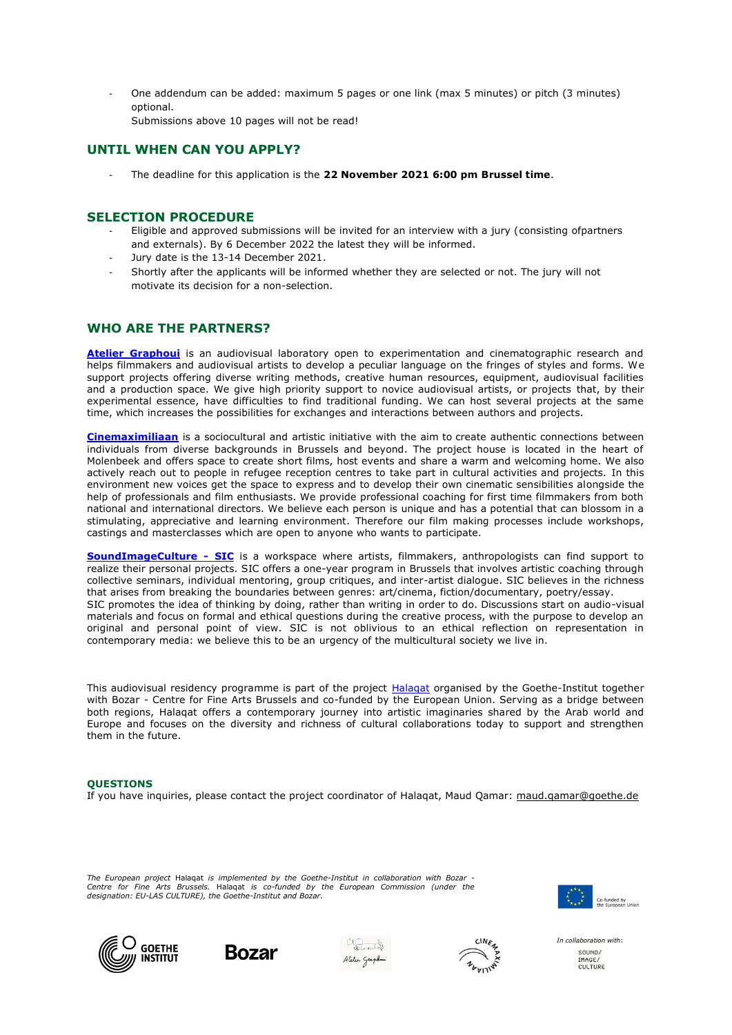- One addendum can be added: maximum 5 pages or one link (max 5 minutes) or pitch (3 minutes) optional.
  Submissions above 10 pages will not be read!

## UNTIL WHEN CAN YOU APPLY?

- The deadline for this application is the **22 November 2021 6:00 pm Brussel time**.

## SELECTION PROCEDURE

- Eligible and approved submissions will be invited for an interview with a jury (consisting ofpartners and externals). By 6 December 2022 the latest they will be informed.
- Jury date is the 13-14 December 2021.
- Shortly after the applicants will be informed whether they are selected or not. The jury will not motivate its decision for a non-selection.

## WHO ARE THE PARTNERS?

**Atelier Graphoui** is an audiovisual laboratory open to experimentation and cinematographic research and helps filmmakers and audiovisual artists to develop a peculiar language on the fringes of styles and forms. We support projects offering diverse writing methods, creative human resources, equipment, audiovisual facilities and a production space. We give high priority support to novice audiovisual artists, or projects that, by their experimental essence, have difficulties to find traditional funding. We can host several projects at the same time, which increases the possibilities for exchanges and interactions between authors and projects.

**Cinemaximiliaan** is a sociocultural and artistic initiative with the aim to create authentic connections between individuals from diverse backgrounds in Brussels and beyond. The project house is located in the heart of Molenbeek and offers space to create short films, host events and share a warm and welcoming home. We also actively reach out to people in refugee reception centres to take part in cultural activities and projects. In this environment new voices get the space to express and to develop their own cinematic sensibilities alongside the help of professionals and film enthusiasts. We provide professional coaching for first time filmmakers from both national and international directors. We believe each person is unique and has a potential that can blossom in a stimulating, appreciative and learning environment. Therefore our film making processes include workshops, castings and masterclasses which are open to anyone who wants to participate.

**SoundImageCulture - SIC** is a workspace where artists, filmmakers, anthropologists can find support to realize their personal projects. SIC offers a one-year program in Brussels that involves artistic coaching through collective seminars, individual mentoring, group critiques, and inter-artist dialogue. SIC believes in the richness that arises from breaking the boundaries between genres: art/cinema, fiction/documentary, poetry/essay.
SIC promotes the idea of thinking by doing, rather than writing in order to do. Discussions start on audio-visual materials and focus on formal and ethical questions during the creative process, with the purpose to develop an original and personal point of view. SIC is not oblivious to an ethical reflection on representation in contemporary media: we believe this to be an urgency of the multicultural society we live in.

This audiovisual residency programme is part of the project Halaqat organised by the Goethe-Institut together with Bozar - Centre for Fine Arts Brussels and co-funded by the European Union. Serving as a bridge between both regions, Halaqat offers a contemporary journey into artistic imaginaries shared by the Arab world and Europe and focuses on the diversity and richness of cultural collaborations today to support and strengthen them in the future.

### QUESTIONS

If you have inquiries, please contact the project coordinator of Halaqat, Maud Qamar: maud.qamar@goethe.de

*The European project* Halaqat *is implemented by the Goethe-Institut in collaboration with Bozar - Centre for Fine Arts Brussels.* Halaqat *is co-funded by the European Commission (under the designation: EU-LAS CULTURE), the Goethe-Institut and Bozar.*

Co-funded by the European Union

GOETHE INSTITUT

Bozar

Atelier Graphoui

CINEMAXIMILIAAN

*In collaboration with:*

SOUND/ IMAGE/ CULTURE